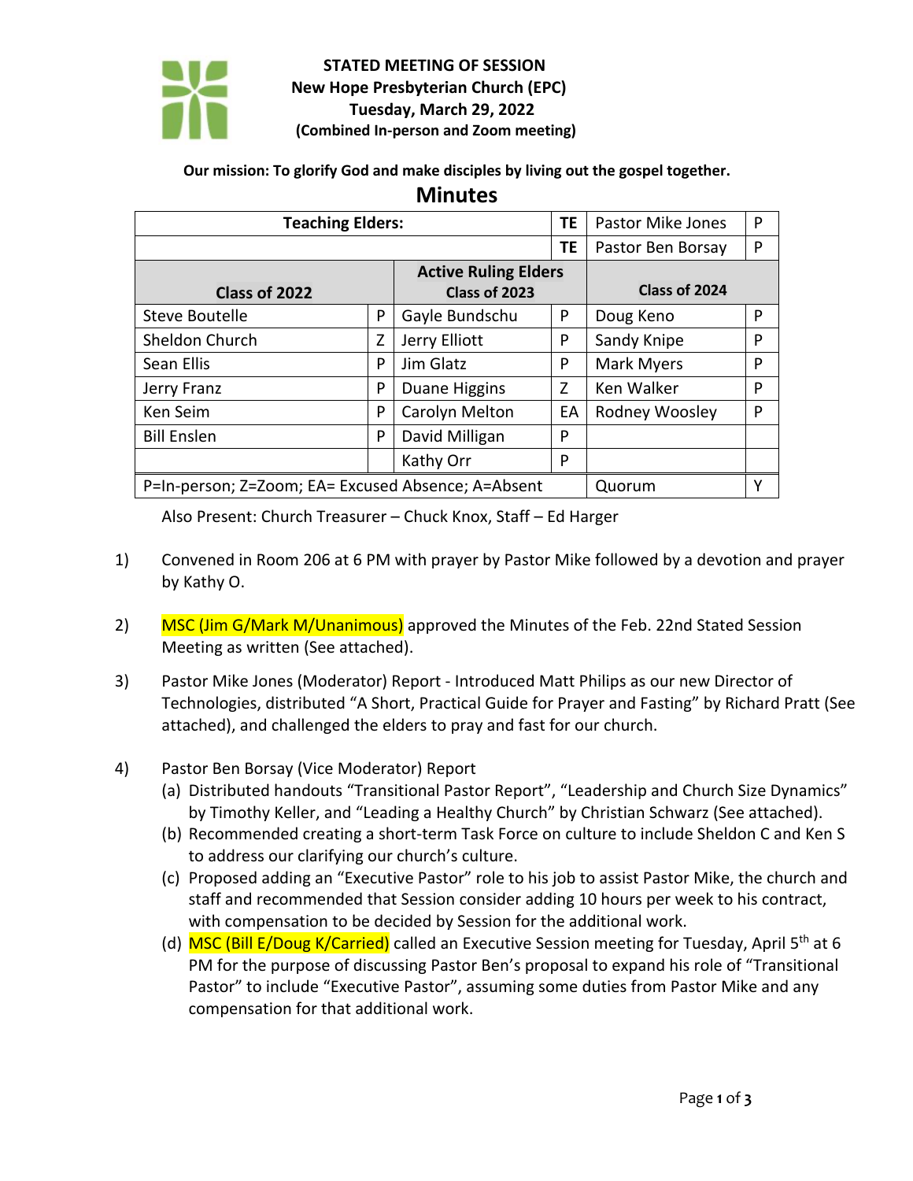**STATED MEETING OF SESSION**
**New Hope Presbyterian Church (EPC)**
**Tuesday, March 29, 2022**
**(Combined In-person and Zoom meeting)**

**Our mission: To glorify God and make disciples by living out the gospel together.**

# Minutes

| Teaching Elders: | | | | TE | Pastor Mike Jones | P |
|---|---|---|---|---|---|---|
| | | | | TE | Pastor Ben Borsay | P |
| Class of 2022 | | Active Ruling Elders Class of 2023 | | Class of 2024 | | |
| Steve Boutelle | P | Gayle Bundschu | P | Doug Keno | | P |
| Sheldon Church | Z | Jerry Elliott | P | Sandy Knipe | | P |
| Sean Ellis | P | Jim Glatz | P | Mark Myers | | P |
| Jerry Franz | P | Duane Higgins | Z | Ken Walker | | P |
| Ken Seim | P | Carolyn Melton | EA | Rodney Woosley | | P |
| Bill Enslen | P | David Milligan | P | | | |
| | | Kathy Orr | P | | | |
| P=In-person; Z=Zoom; EA= Excused Absence; A=Absent | | | | Quorum | | Y |

Also Present: Church Treasurer – Chuck Knox, Staff – Ed Harger

1) Convened in Room 206 at 6 PM with prayer by Pastor Mike followed by a devotion and prayer by Kathy O.

2) MSC (Jim G/Mark M/Unanimous) approved the Minutes of the Feb. 22nd Stated Session Meeting as written (See attached).

3) Pastor Mike Jones (Moderator) Report - Introduced Matt Philips as our new Director of Technologies, distributed "A Short, Practical Guide for Prayer and Fasting" by Richard Pratt (See attached), and challenged the elders to pray and fast for our church.

4) Pastor Ben Borsay (Vice Moderator) Report
   (a) Distributed handouts "Transitional Pastor Report", "Leadership and Church Size Dynamics" by Timothy Keller, and "Leading a Healthy Church" by Christian Schwarz (See attached).
   (b) Recommended creating a short-term Task Force on culture to include Sheldon C and Ken S to address our clarifying our church's culture.
   (c) Proposed adding an "Executive Pastor" role to his job to assist Pastor Mike, the church and staff and recommended that Session consider adding 10 hours per week to his contract, with compensation to be decided by Session for the additional work.
   (d) MSC (Bill E/Doug K/Carried) called an Executive Session meeting for Tuesday, April 5th at 6 PM for the purpose of discussing Pastor Ben's proposal to expand his role of "Transitional Pastor" to include "Executive Pastor", assuming some duties from Pastor Mike and any compensation for that additional work.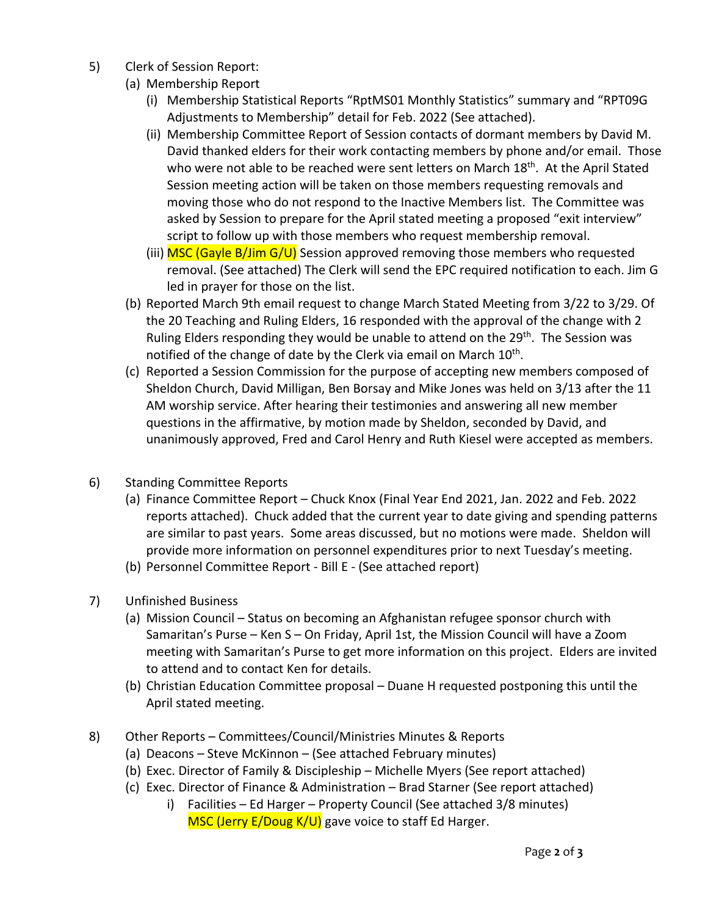5) Clerk of Session Report:
   (a) Membership Report
      (i) Membership Statistical Reports "RptMS01 Monthly Statistics" summary and "RPT09G Adjustments to Membership" detail for Feb. 2022 (See attached).
      (ii) Membership Committee Report of Session contacts of dormant members by David M. David thanked elders for their work contacting members by phone and/or email. Those who were not able to be reached were sent letters on March 18th. At the April Stated Session meeting action will be taken on those members requesting removals and moving those who do not respond to the Inactive Members list. The Committee was asked by Session to prepare for the April stated meeting a proposed "exit interview" script to follow up with those members who request membership removal.
      (iii) MSC (Gayle B/Jim G/U) Session approved removing those members who requested removal. (See attached) The Clerk will send the EPC required notification to each. Jim G led in prayer for those on the list.
   (b) Reported March 9th email request to change March Stated Meeting from 3/22 to 3/29. Of the 20 Teaching and Ruling Elders, 16 responded with the approval of the change with 2 Ruling Elders responding they would be unable to attend on the 29th. The Session was notified of the change of date by the Clerk via email on March 10th.
   (c) Reported a Session Commission for the purpose of accepting new members composed of Sheldon Church, David Milligan, Ben Borsay and Mike Jones was held on 3/13 after the 11 AM worship service. After hearing their testimonies and answering all new member questions in the affirmative, by motion made by Sheldon, seconded by David, and unanimously approved, Fred and Carol Henry and Ruth Kiesel were accepted as members.

6) Standing Committee Reports
   (a) Finance Committee Report – Chuck Knox (Final Year End 2021, Jan. 2022 and Feb. 2022 reports attached). Chuck added that the current year to date giving and spending patterns are similar to past years. Some areas discussed, but no motions were made. Sheldon will provide more information on personnel expenditures prior to next Tuesday's meeting.
   (b) Personnel Committee Report - Bill E - (See attached report)

7) Unfinished Business
   (a) Mission Council – Status on becoming an Afghanistan refugee sponsor church with Samaritan's Purse – Ken S – On Friday, April 1st, the Mission Council will have a Zoom meeting with Samaritan's Purse to get more information on this project. Elders are invited to attend and to contact Ken for details.
   (b) Christian Education Committee proposal – Duane H requested postponing this until the April stated meeting.

8) Other Reports – Committees/Council/Ministries Minutes & Reports
   (a) Deacons – Steve McKinnon – (See attached February minutes)
   (b) Exec. Director of Family & Discipleship – Michelle Myers (See report attached)
   (c) Exec. Director of Finance & Administration – Brad Starner (See report attached)
      i) Facilities – Ed Harger – Property Council (See attached 3/8 minutes)
         MSC (Jerry E/Doug K/U) gave voice to staff Ed Harger.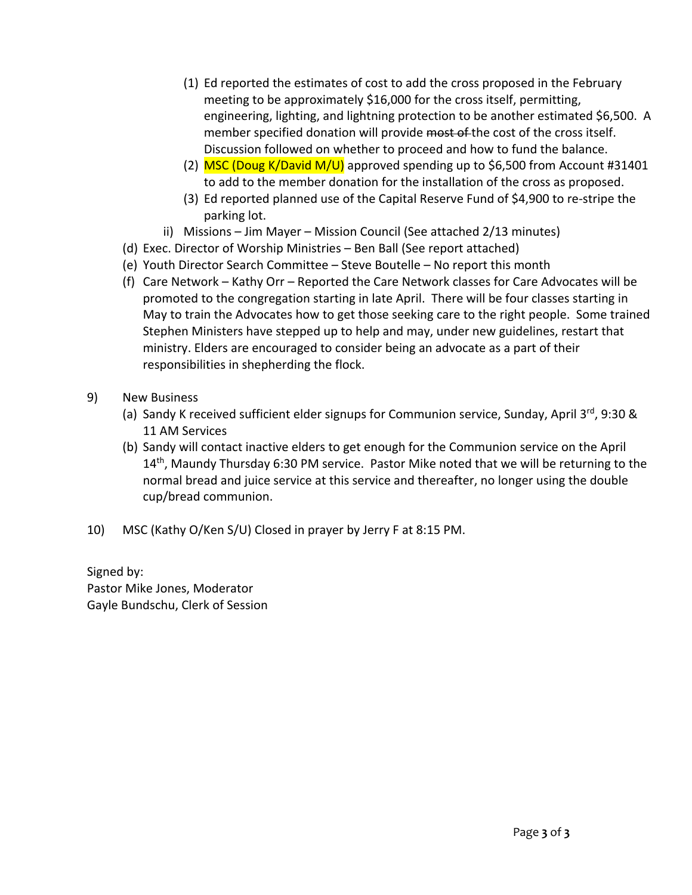(1) Ed reported the estimates of cost to add the cross proposed in the February meeting to be approximately $16,000 for the cross itself, permitting, engineering, lighting, and lightning protection to be another estimated $6,500. A member specified donation will provide ~~most of~~ the cost of the cross itself. Discussion followed on whether to proceed and how to fund the balance.

(2) MSC (Doug K/David M/U) approved spending up to $6,500 from Account #31401 to add to the member donation for the installation of the cross as proposed.

(3) Ed reported planned use of the Capital Reserve Fund of $4,900 to re-stripe the parking lot.

ii) Missions – Jim Mayer – Mission Council (See attached 2/13 minutes)

(d) Exec. Director of Worship Ministries – Ben Ball (See report attached)

(e) Youth Director Search Committee – Steve Boutelle – No report this month

(f) Care Network – Kathy Orr – Reported the Care Network classes for Care Advocates will be promoted to the congregation starting in late April. There will be four classes starting in May to train the Advocates how to get those seeking care to the right people. Some trained Stephen Ministers have stepped up to help and may, under new guidelines, restart that ministry. Elders are encouraged to consider being an advocate as a part of their responsibilities in shepherding the flock.

9) New Business

(a) Sandy K received sufficient elder signups for Communion service, Sunday, April 3rd, 9:30 & 11 AM Services

(b) Sandy will contact inactive elders to get enough for the Communion service on the April 14th, Maundy Thursday 6:30 PM service. Pastor Mike noted that we will be returning to the normal bread and juice service at this service and thereafter, no longer using the double cup/bread communion.

10) MSC (Kathy O/Ken S/U) Closed in prayer by Jerry F at 8:15 PM.

Signed by:
Pastor Mike Jones, Moderator
Gayle Bundschu, Clerk of Session